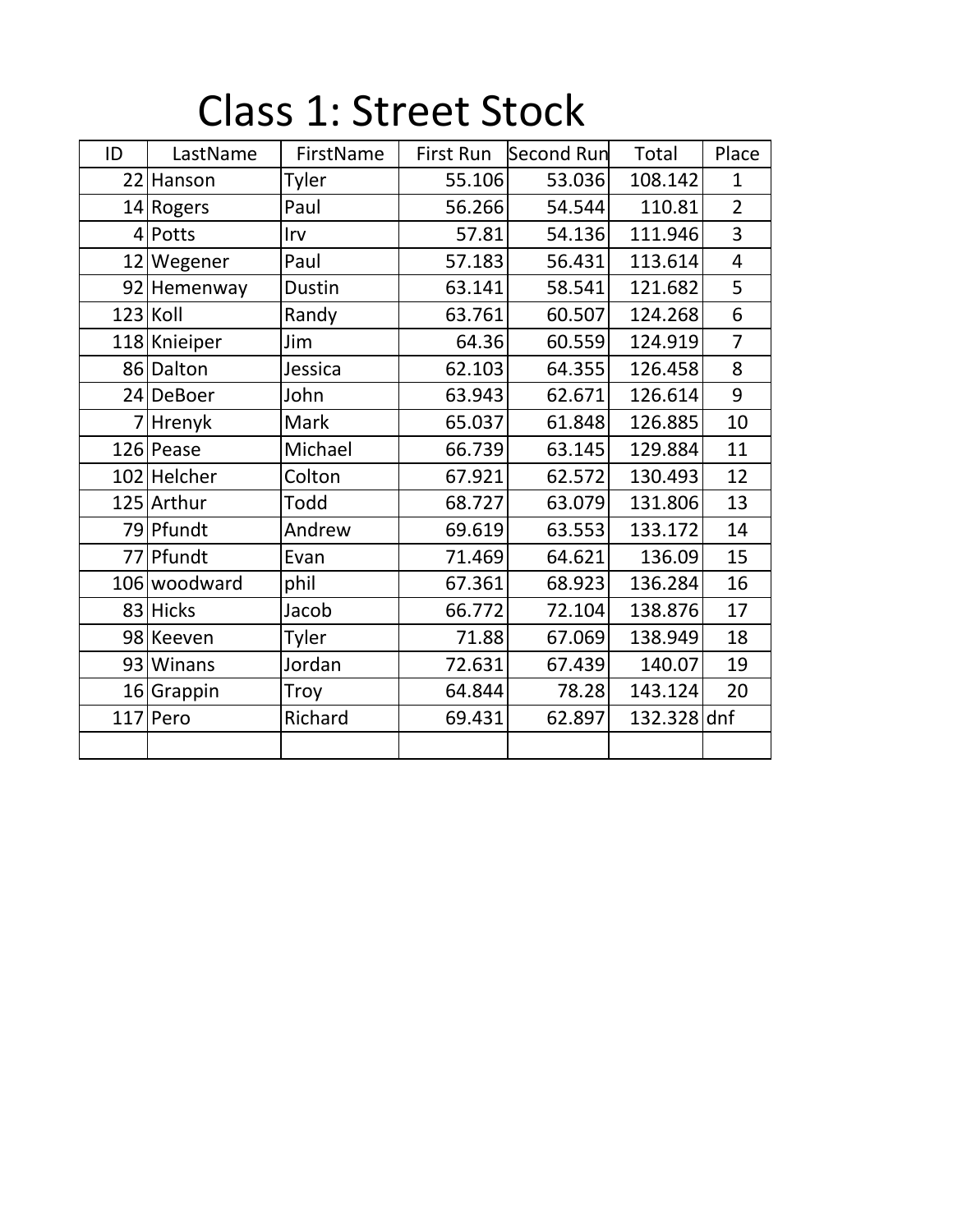# Class 1: Street Stock

| ID | LastName | FirstName | First Run | Second Run | Total | Place |
|---|---|---|---|---|---|---|
| 22 | Hanson | Tyler | 55.106 | 53.036 | 108.142 | 1 |
| 14 | Rogers | Paul | 56.266 | 54.544 | 110.81 | 2 |
| 4 | Potts | Irv | 57.81 | 54.136 | 111.946 | 3 |
| 12 | Wegener | Paul | 57.183 | 56.431 | 113.614 | 4 |
| 92 | Hemenway | Dustin | 63.141 | 58.541 | 121.682 | 5 |
| 123 | Koll | Randy | 63.761 | 60.507 | 124.268 | 6 |
| 118 | Knieiper | Jim | 64.36 | 60.559 | 124.919 | 7 |
| 86 | Dalton | Jessica | 62.103 | 64.355 | 126.458 | 8 |
| 24 | DeBoer | John | 63.943 | 62.671 | 126.614 | 9 |
| 7 | Hrenyk | Mark | 65.037 | 61.848 | 126.885 | 10 |
| 126 | Pease | Michael | 66.739 | 63.145 | 129.884 | 11 |
| 102 | Helcher | Colton | 67.921 | 62.572 | 130.493 | 12 |
| 125 | Arthur | Todd | 68.727 | 63.079 | 131.806 | 13 |
| 79 | Pfundt | Andrew | 69.619 | 63.553 | 133.172 | 14 |
| 77 | Pfundt | Evan | 71.469 | 64.621 | 136.09 | 15 |
| 106 | woodward | phil | 67.361 | 68.923 | 136.284 | 16 |
| 83 | Hicks | Jacob | 66.772 | 72.104 | 138.876 | 17 |
| 98 | Keeven | Tyler | 71.88 | 67.069 | 138.949 | 18 |
| 93 | Winans | Jordan | 72.631 | 67.439 | 140.07 | 19 |
| 16 | Grappin | Troy | 64.844 | 78.28 | 143.124 | 20 |
| 117 | Pero | Richard | 69.431 | 62.897 | 132.328 | dnf |
| | | | | | | |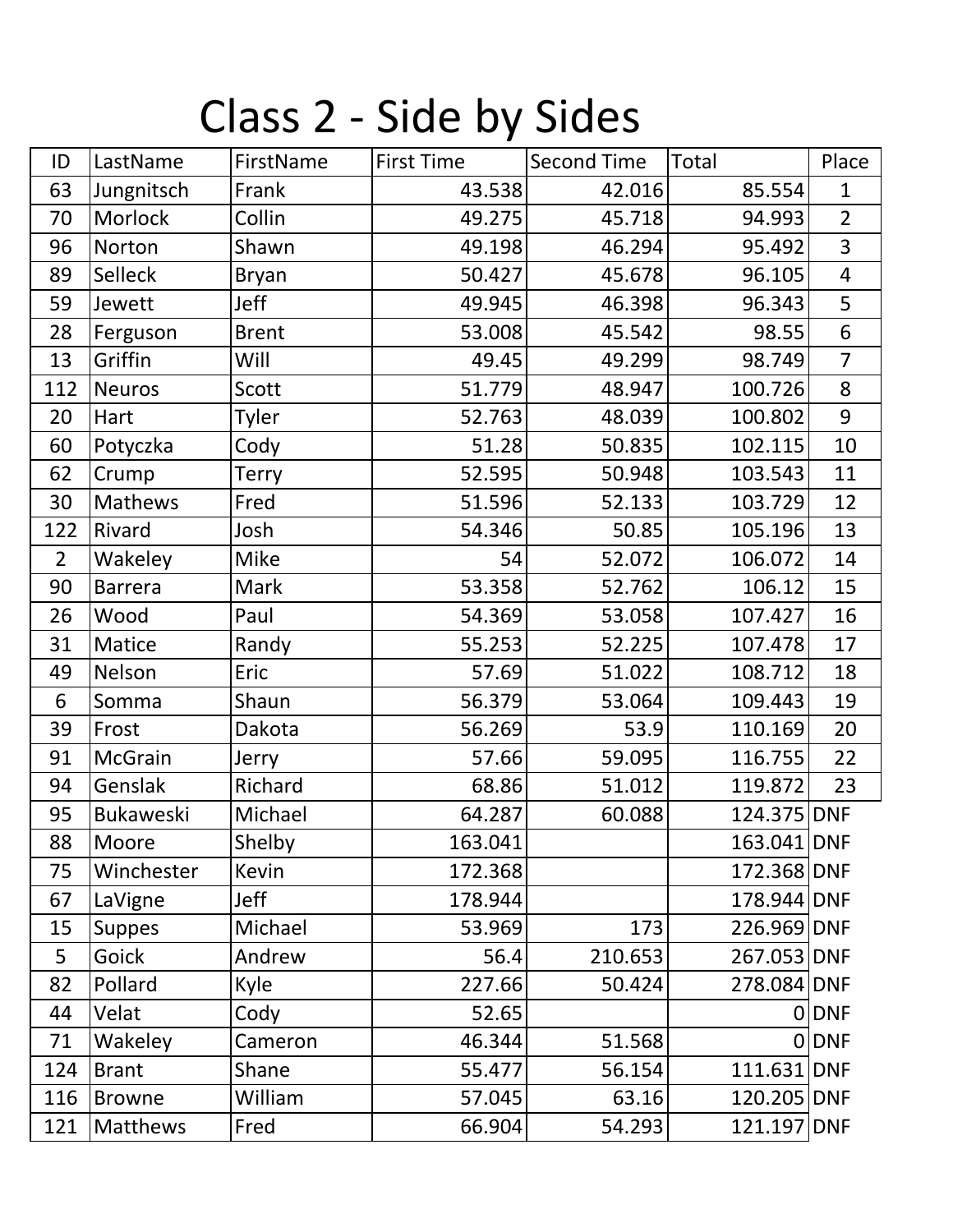# Class 2 - Side by Sides

| ID | LastName | FirstName | First Time | Second Time | Total | Place |
|---|---|---|---|---|---|---|
| 63 | Jungnitsch | Frank | 43.538 | 42.016 | 85.554 | 1 |
| 70 | Morlock | Collin | 49.275 | 45.718 | 94.993 | 2 |
| 96 | Norton | Shawn | 49.198 | 46.294 | 95.492 | 3 |
| 89 | Selleck | Bryan | 50.427 | 45.678 | 96.105 | 4 |
| 59 | Jewett | Jeff | 49.945 | 46.398 | 96.343 | 5 |
| 28 | Ferguson | Brent | 53.008 | 45.542 | 98.55 | 6 |
| 13 | Griffin | Will | 49.45 | 49.299 | 98.749 | 7 |
| 112 | Neuros | Scott | 51.779 | 48.947 | 100.726 | 8 |
| 20 | Hart | Tyler | 52.763 | 48.039 | 100.802 | 9 |
| 60 | Potyczka | Cody | 51.28 | 50.835 | 102.115 | 10 |
| 62 | Crump | Terry | 52.595 | 50.948 | 103.543 | 11 |
| 30 | Mathews | Fred | 51.596 | 52.133 | 103.729 | 12 |
| 122 | Rivard | Josh | 54.346 | 50.85 | 105.196 | 13 |
| 2 | Wakeley | Mike | 54 | 52.072 | 106.072 | 14 |
| 90 | Barrera | Mark | 53.358 | 52.762 | 106.12 | 15 |
| 26 | Wood | Paul | 54.369 | 53.058 | 107.427 | 16 |
| 31 | Matice | Randy | 55.253 | 52.225 | 107.478 | 17 |
| 49 | Nelson | Eric | 57.69 | 51.022 | 108.712 | 18 |
| 6 | Somma | Shaun | 56.379 | 53.064 | 109.443 | 19 |
| 39 | Frost | Dakota | 56.269 | 53.9 | 110.169 | 20 |
| 91 | McGrain | Jerry | 57.66 | 59.095 | 116.755 | 22 |
| 94 | Genslak | Richard | 68.86 | 51.012 | 119.872 | 23 |
| 95 | Bukaweski | Michael | 64.287 | 60.088 | 124.375 | DNF |
| 88 | Moore | Shelby | 163.041 | | 163.041 | DNF |
| 75 | Winchester | Kevin | 172.368 | | 172.368 | DNF |
| 67 | LaVigne | Jeff | 178.944 | | 178.944 | DNF |
| 15 | Suppes | Michael | 53.969 | 173 | 226.969 | DNF |
| 5 | Goick | Andrew | 56.4 | 210.653 | 267.053 | DNF |
| 82 | Pollard | Kyle | 227.66 | 50.424 | 278.084 | DNF |
| 44 | Velat | Cody | 52.65 | | 0 | DNF |
| 71 | Wakeley | Cameron | 46.344 | 51.568 | 0 | DNF |
| 124 | Brant | Shane | 55.477 | 56.154 | 111.631 | DNF |
| 116 | Browne | William | 57.045 | 63.16 | 120.205 | DNF |
| 121 | Matthews | Fred | 66.904 | 54.293 | 121.197 | DNF |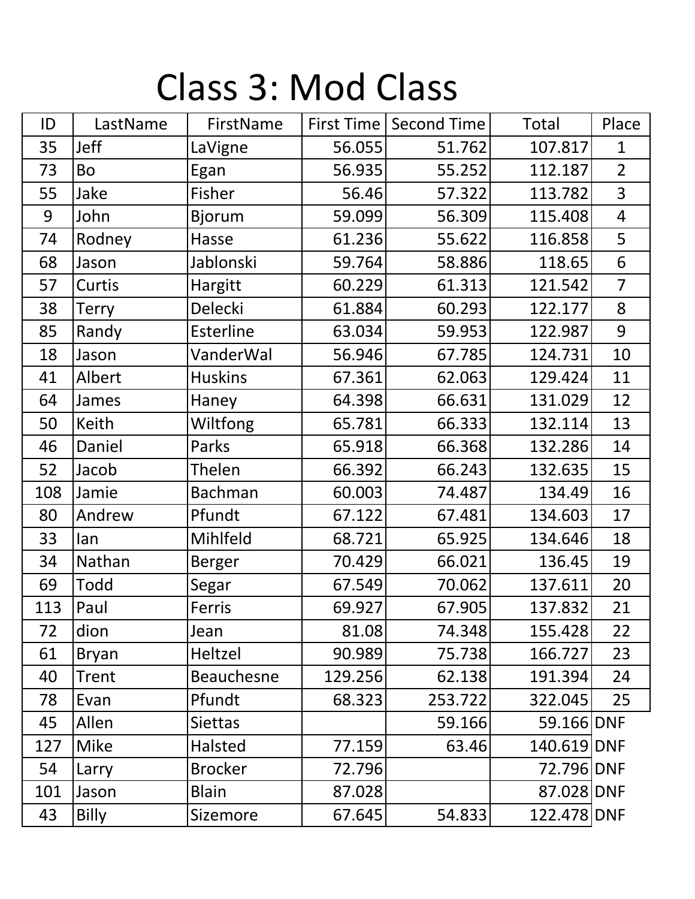# Class 3: Mod Class

| ID | LastName | FirstName | First Time | Second Time | Total | Place |
|---|---|---|---|---|---|---|
| 35 | Jeff | LaVigne | 56.055 | 51.762 | 107.817 | 1 |
| 73 | Bo | Egan | 56.935 | 55.252 | 112.187 | 2 |
| 55 | Jake | Fisher | 56.46 | 57.322 | 113.782 | 3 |
| 9 | John | Bjorum | 59.099 | 56.309 | 115.408 | 4 |
| 74 | Rodney | Hasse | 61.236 | 55.622 | 116.858 | 5 |
| 68 | Jason | Jablonski | 59.764 | 58.886 | 118.65 | 6 |
| 57 | Curtis | Hargitt | 60.229 | 61.313 | 121.542 | 7 |
| 38 | Terry | Delecki | 61.884 | 60.293 | 122.177 | 8 |
| 85 | Randy | Esterline | 63.034 | 59.953 | 122.987 | 9 |
| 18 | Jason | VanderWal | 56.946 | 67.785 | 124.731 | 10 |
| 41 | Albert | Huskins | 67.361 | 62.063 | 129.424 | 11 |
| 64 | James | Haney | 64.398 | 66.631 | 131.029 | 12 |
| 50 | Keith | Wiltfong | 65.781 | 66.333 | 132.114 | 13 |
| 46 | Daniel | Parks | 65.918 | 66.368 | 132.286 | 14 |
| 52 | Jacob | Thelen | 66.392 | 66.243 | 132.635 | 15 |
| 108 | Jamie | Bachman | 60.003 | 74.487 | 134.49 | 16 |
| 80 | Andrew | Pfundt | 67.122 | 67.481 | 134.603 | 17 |
| 33 | Ian | Mihlfeld | 68.721 | 65.925 | 134.646 | 18 |
| 34 | Nathan | Berger | 70.429 | 66.021 | 136.45 | 19 |
| 69 | Todd | Segar | 67.549 | 70.062 | 137.611 | 20 |
| 113 | Paul | Ferris | 69.927 | 67.905 | 137.832 | 21 |
| 72 | dion | Jean | 81.08 | 74.348 | 155.428 | 22 |
| 61 | Bryan | Heltzel | 90.989 | 75.738 | 166.727 | 23 |
| 40 | Trent | Beauchesne | 129.256 | 62.138 | 191.394 | 24 |
| 78 | Evan | Pfundt | 68.323 | 253.722 | 322.045 | 25 |
| 45 | Allen | Siettas | | 59.166 | 59.166 | DNF |
| 127 | Mike | Halsted | 77.159 | 63.46 | 140.619 | DNF |
| 54 | Larry | Brocker | 72.796 | | 72.796 | DNF |
| 101 | Jason | Blain | 87.028 | | 87.028 | DNF |
| 43 | Billy | Sizemore | 67.645 | 54.833 | 122.478 | DNF |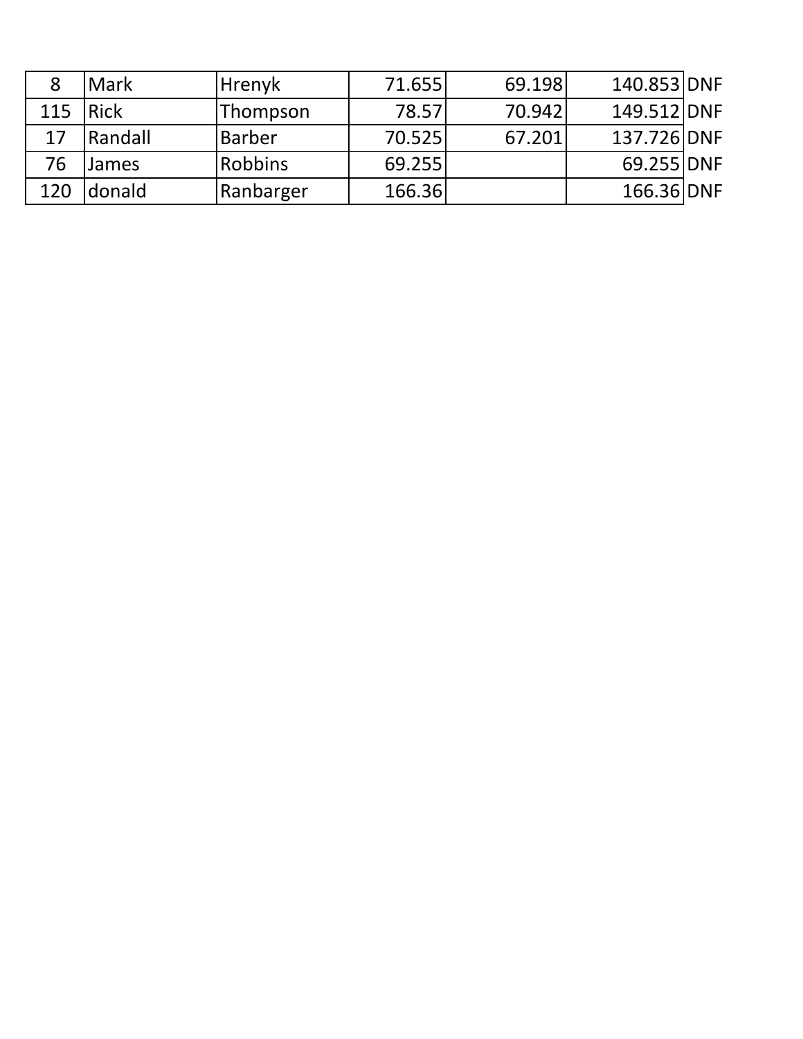| | | | | | | |
|---|---|---|---|---|---|---|
| 8 | Mark | Hrenyk | 71.655 | 69.198 | 140.853 | DNF |
| 115 | Rick | Thompson | 78.57 | 70.942 | 149.512 | DNF |
| 17 | Randall | Barber | 70.525 | 67.201 | 137.726 | DNF |
| 76 | James | Robbins | 69.255 | | 69.255 | DNF |
| 120 | donald | Ranbarger | 166.36 | | 166.36 | DNF |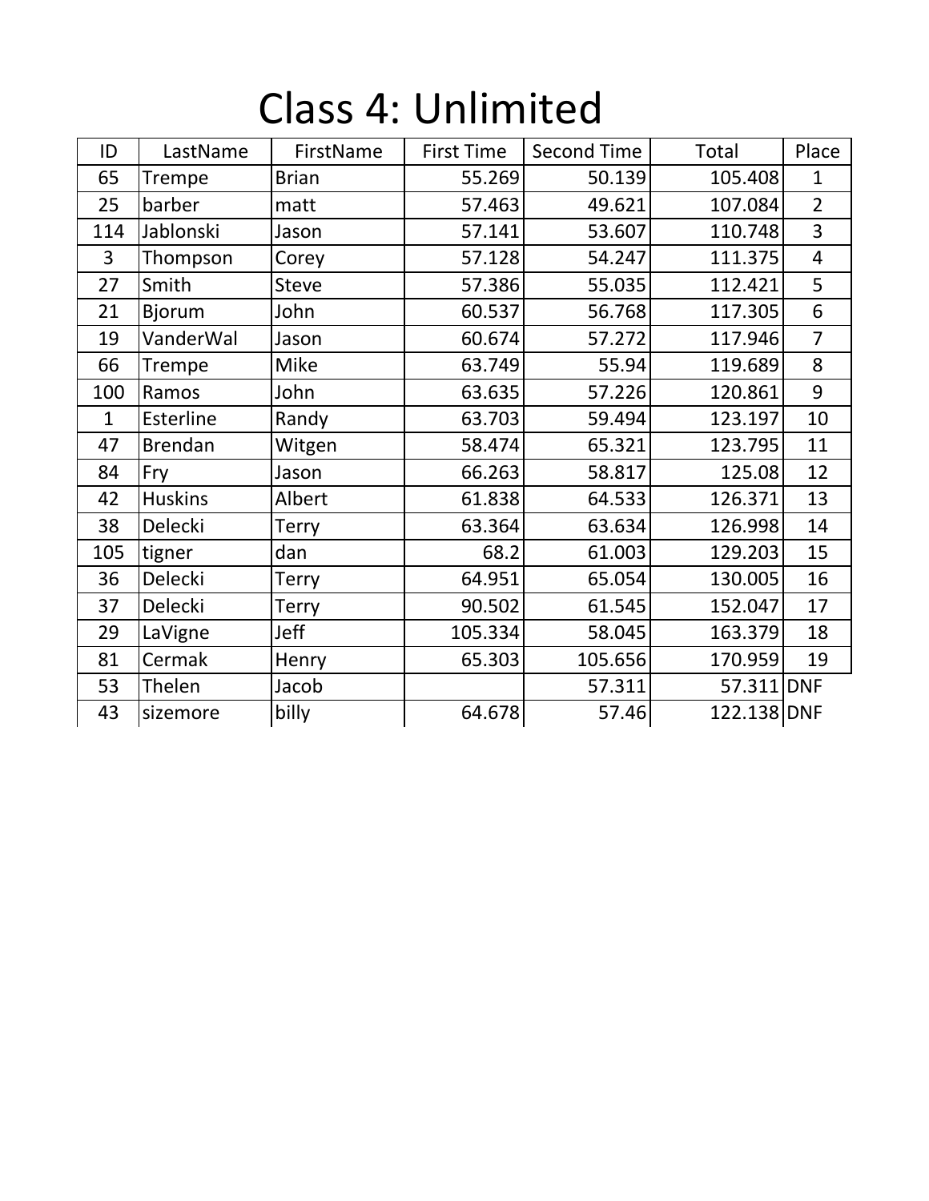# Class 4: Unlimited

| ID | LastName | FirstName | First Time | Second Time | Total | Place |
|---|---|---|---|---|---|---|
| 65 | Trempe | Brian | 55.269 | 50.139 | 105.408 | 1 |
| 25 | barber | matt | 57.463 | 49.621 | 107.084 | 2 |
| 114 | Jablonski | Jason | 57.141 | 53.607 | 110.748 | 3 |
| 3 | Thompson | Corey | 57.128 | 54.247 | 111.375 | 4 |
| 27 | Smith | Steve | 57.386 | 55.035 | 112.421 | 5 |
| 21 | Bjorum | John | 60.537 | 56.768 | 117.305 | 6 |
| 19 | VanderWal | Jason | 60.674 | 57.272 | 117.946 | 7 |
| 66 | Trempe | Mike | 63.749 | 55.94 | 119.689 | 8 |
| 100 | Ramos | John | 63.635 | 57.226 | 120.861 | 9 |
| 1 | Esterline | Randy | 63.703 | 59.494 | 123.197 | 10 |
| 47 | Brendan | Witgen | 58.474 | 65.321 | 123.795 | 11 |
| 84 | Fry | Jason | 66.263 | 58.817 | 125.08 | 12 |
| 42 | Huskins | Albert | 61.838 | 64.533 | 126.371 | 13 |
| 38 | Delecki | Terry | 63.364 | 63.634 | 126.998 | 14 |
| 105 | tigner | dan | 68.2 | 61.003 | 129.203 | 15 |
| 36 | Delecki | Terry | 64.951 | 65.054 | 130.005 | 16 |
| 37 | Delecki | Terry | 90.502 | 61.545 | 152.047 | 17 |
| 29 | LaVigne | Jeff | 105.334 | 58.045 | 163.379 | 18 |
| 81 | Cermak | Henry | 65.303 | 105.656 | 170.959 | 19 |
| 53 | Thelen | Jacob | | 57.311 | 57.311 | DNF |
| 43 | sizemore | billy | 64.678 | 57.46 | 122.138 | DNF |